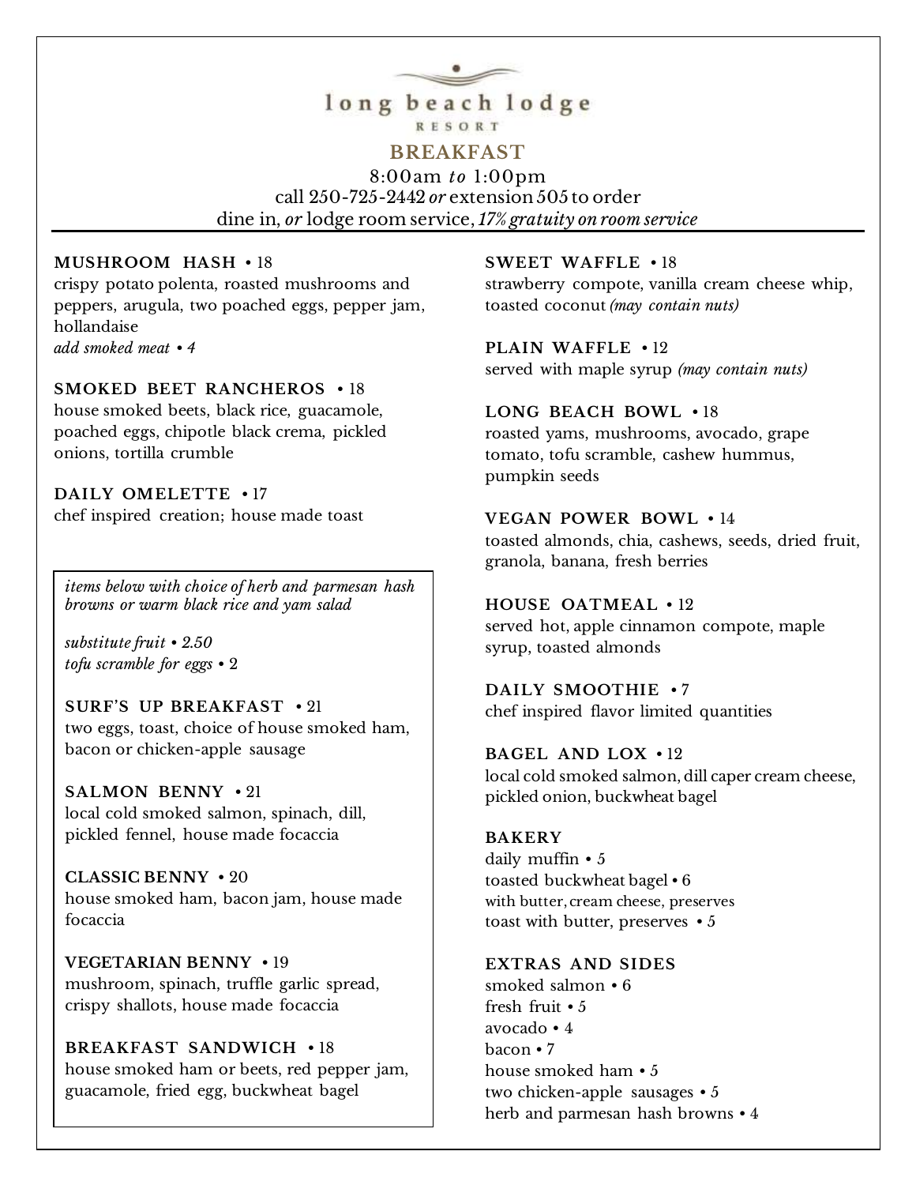# long beach lodge

RESORT

## BREAKFAST

8:00am *to* 1:00pm
call 250-725-2442 *or* extension 505 to order
dine in, *or* lodge room service, *17% gratuity on room service*

---

**MUSHROOM HASH** • 18
crispy potato polenta, roasted mushrooms and peppers, arugula, two poached eggs, pepper jam, hollandaise
*add smoked meat • 4*

**SMOKED BEET RANCHEROS** • 18
house smoked beets, black rice, guacamole, poached eggs, chipotle black crema, pickled onions, tortilla crumble

**DAILY OMELETTE** • 17
chef inspired creation; house made toast

*items below with choice of herb and parmesan hash browns or warm black rice and yam salad*

*substitute fruit • 2.50*
*tofu scramble for eggs* • 2

**SURF'S UP BREAKFAST** • 21
two eggs, toast, choice of house smoked ham, bacon or chicken-apple sausage

**SALMON BENNY** • 21
local cold smoked salmon, spinach, dill, pickled fennel, house made focaccia

**CLASSIC BENNY** • 20
house smoked ham, bacon jam, house made focaccia

**VEGETARIAN BENNY** • 19
mushroom, spinach, truffle garlic spread, crispy shallots, house made focaccia

**BREAKFAST SANDWICH** • 18
house smoked ham or beets, red pepper jam, guacamole, fried egg, buckwheat bagel

**SWEET WAFFLE** • 18
strawberry compote, vanilla cream cheese whip, toasted coconut *(may contain nuts)*

**PLAIN WAFFLE** • 12
served with maple syrup *(may contain nuts)*

**LONG BEACH BOWL** • 18
roasted yams, mushrooms, avocado, grape tomato, tofu scramble, cashew hummus, pumpkin seeds

**VEGAN POWER BOWL** • 14
toasted almonds, chia, cashews, seeds, dried fruit, granola, banana, fresh berries

**HOUSE OATMEAL** • 12
served hot, apple cinnamon compote, maple syrup, toasted almonds

**DAILY SMOOTHIE** • 7
chef inspired flavor limited quantities

**BAGEL AND LOX** • 12
local cold smoked salmon, dill caper cream cheese, pickled onion, buckwheat bagel

**BAKERY**
daily muffin • 5
toasted buckwheat bagel • 6
with butter, cream cheese, preserves
toast with butter, preserves • 5

**EXTRAS AND SIDES**
smoked salmon • 6
fresh fruit • 5
avocado • 4
bacon • 7
house smoked ham • 5
two chicken-apple sausages • 5
herb and parmesan hash browns • 4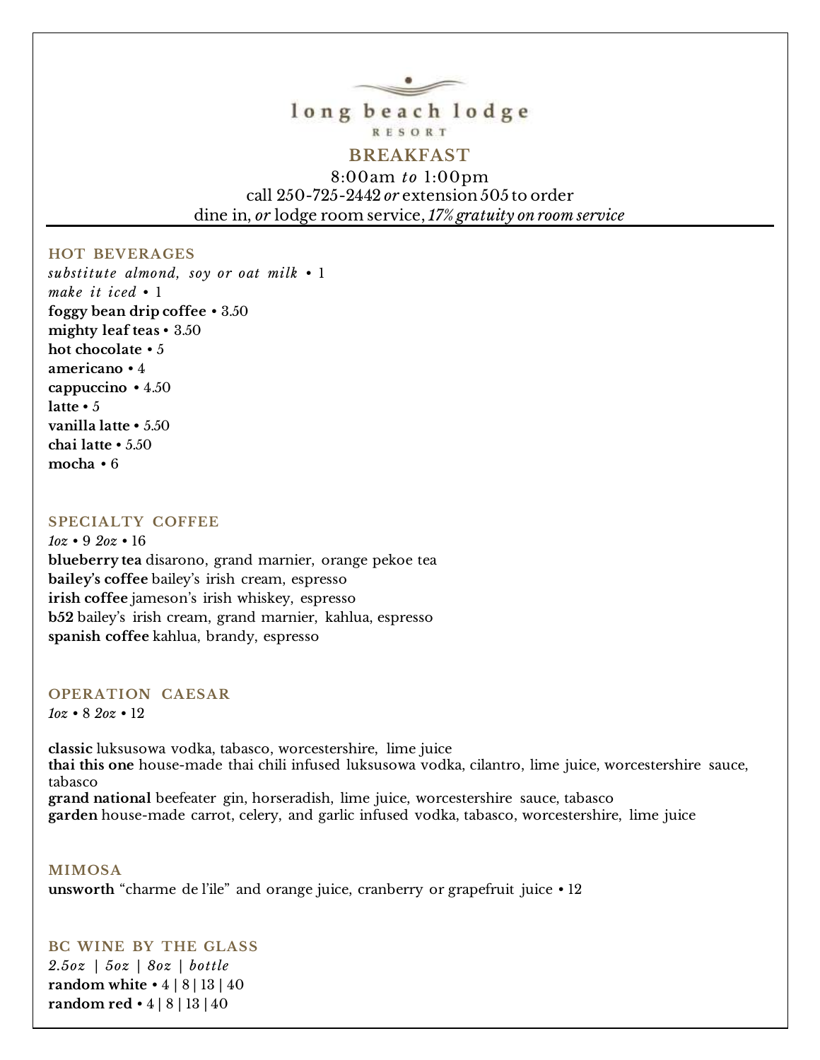# long beach lodge

RESORT

## BREAKFAST

8:00am *to* 1:00pm
call 250-725-2442 *or* extension 505 to order
dine in, *or* lodge room service, *17% gratuity on room service*

### HOT BEVERAGES

*substitute almond, soy or oat milk* • 1
*make it iced* • 1
**foggy bean drip coffee** • 3.50
**mighty leaf teas** • 3.50
**hot chocolate** • 5
**americano** • 4
**cappuccino** • 4.50
**latte** • 5
**vanilla latte** • 5.50
**chai latte** • 5.50
**mocha** • 6

### SPECIALTY COFFEE

*1oz* • 9 *2oz* • 16
**blueberry tea** disarono, grand marnier, orange pekoe tea
**bailey's coffee** bailey's irish cream, espresso
**irish coffee** jameson's irish whiskey, espresso
**b52** bailey's irish cream, grand marnier, kahlua, espresso
**spanish coffee** kahlua, brandy, espresso

### OPERATION CAESAR

*1oz* • 8 *2oz* • 12

**classic** luksusowa vodka, tabasco, worcestershire, lime juice
**thai this one** house-made thai chili infused luksusowa vodka, cilantro, lime juice, worcestershire sauce, tabasco
**grand national** beefeater gin, horseradish, lime juice, worcestershire sauce, tabasco
**garden** house-made carrot, celery, and garlic infused vodka, tabasco, worcestershire, lime juice

### MIMOSA

**unsworth** "charme de l'ile" and orange juice, cranberry or grapefruit juice • 12

### BC WINE BY THE GLASS

*2.5oz | 5oz | 8oz | bottle*
**random white** • 4 | 8 | 13 | 40
**random red** • 4 | 8 | 13 | 40